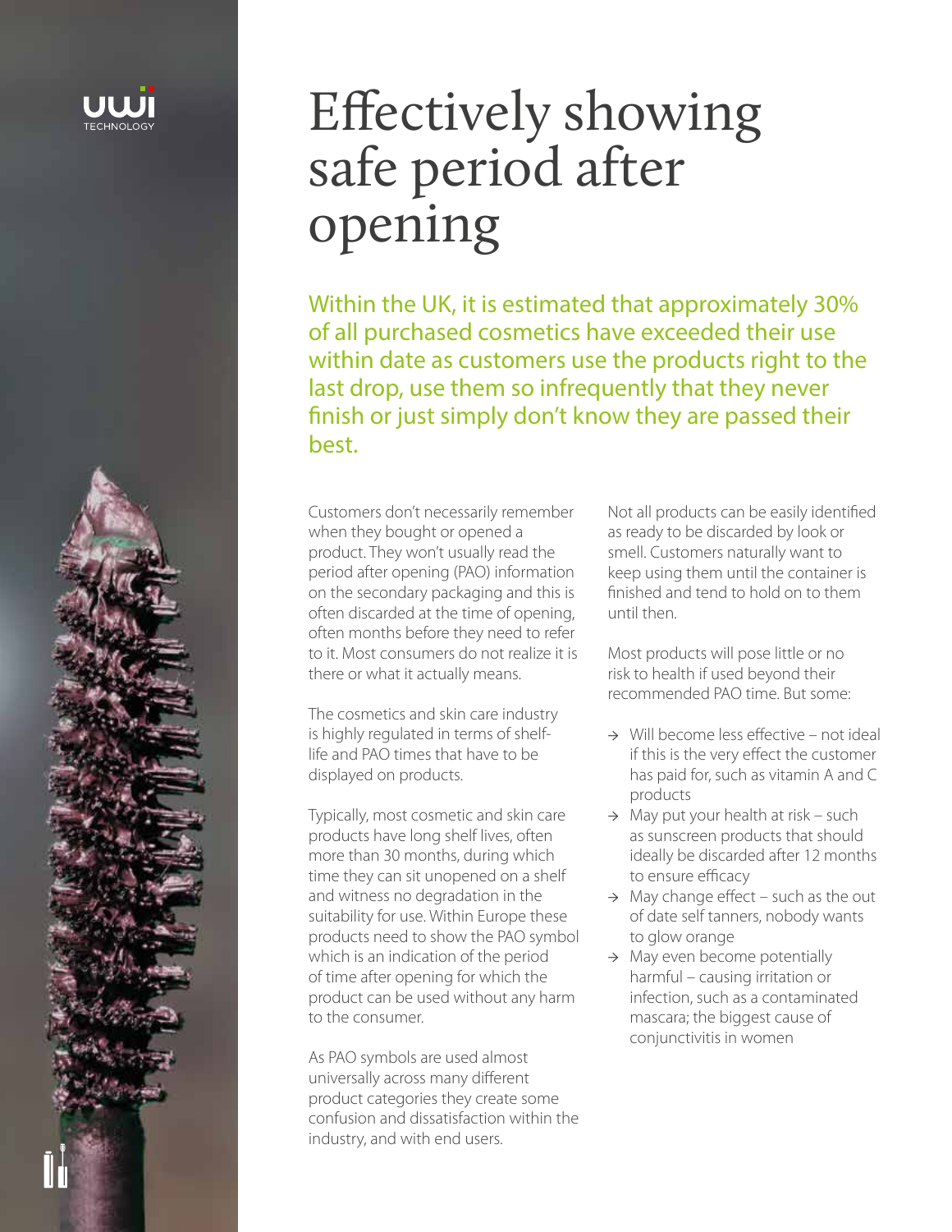# Effectively showing safe period after opening

Within the UK, it is estimated that approximately 30% of all purchased cosmetics have exceeded their use within date as customers use the products right to the last drop, use them so infrequently that they never finish or just simply don't know they are passed their best.

Customers don't necessarily remember when they bought or opened a product. They won't usually read the period after opening (PAO) information on the secondary packaging and this is often discarded at the time of opening, often months before they need to refer to it. Most consumers do not realize it is there or what it actually means.

The cosmetics and skin care industry is highly regulated in terms of shelf-life and PAO times that have to be displayed on products.

Typically, most cosmetic and skin care products have long shelf lives, often more than 30 months, during which time they can sit unopened on a shelf and witness no degradation in the suitability for use. Within Europe these products need to show the PAO symbol which is an indication of the period of time after opening for which the product can be used without any harm to the consumer.

As PAO symbols are used almost universally across many different product categories they create some confusion and dissatisfaction within the industry, and with end users.

Not all products can be easily identified as ready to be discarded by look or smell. Customers naturally want to keep using them until the container is finished and tend to hold on to them until then.

Most products will pose little or no risk to health if used beyond their recommended PAO time. But some:

- → Will become less effective – not ideal if this is the very effect the customer has paid for, such as vitamin A and C products
- → May put your health at risk – such as sunscreen products that should ideally be discarded after 12 months to ensure efficacy
- → May change effect – such as the out of date self tanners, nobody wants to glow orange
- → May even become potentially harmful – causing irritation or infection, such as a contaminated mascara; the biggest cause of conjunctivitis in women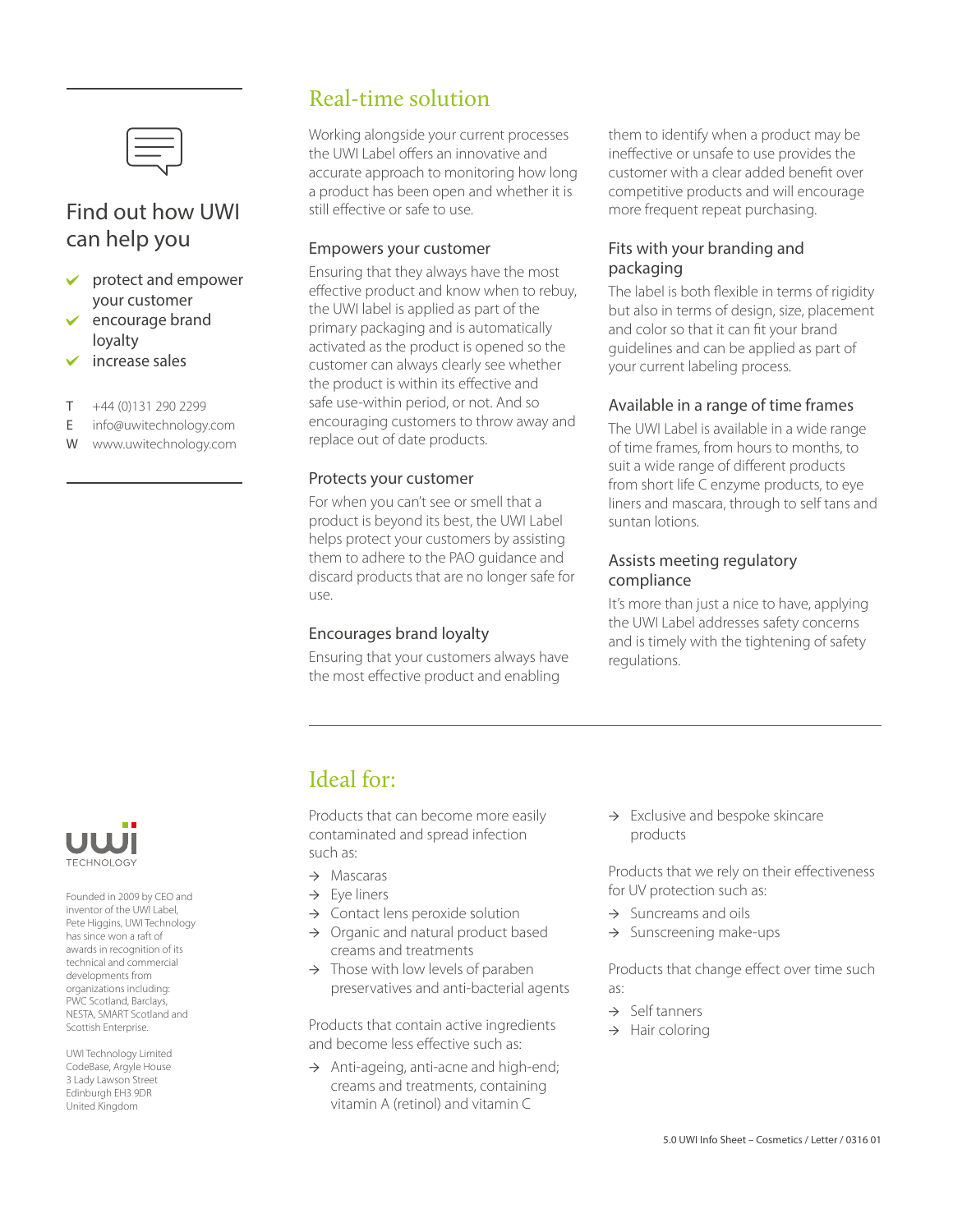## Find out how UWI can help you

- protect and empower your customer
- encourage brand loyalty
- increase sales

T +44 (0)131 290 2299
E info@uwitechnology.com
W www.uwitechnology.com

# Real-time solution

Working alongside your current processes the UWI Label offers an innovative and accurate approach to monitoring how long a product has been open and whether it is still effective or safe to use.

### Empowers your customer

Ensuring that they always have the most effective product and know when to rebuy, the UWI label is applied as part of the primary packaging and is automatically activated as the product is opened so the customer can always clearly see whether the product is within its effective and safe use-within period, or not. And so encouraging customers to throw away and replace out of date products.

### Protects your customer

For when you can't see or smell that a product is beyond its best, the UWI Label helps protect your customers by assisting them to adhere to the PAO guidance and discard products that are no longer safe for use.

### Encourages brand loyalty

Ensuring that your customers always have the most effective product and enabling them to identify when a product may be ineffective or unsafe to use provides the customer with a clear added benefit over competitive products and will encourage more frequent repeat purchasing.

### Fits with your branding and packaging

The label is both flexible in terms of rigidity but also in terms of design, size, placement and color so that it can fit your brand guidelines and can be applied as part of your current labeling process.

### Available in a range of time frames

The UWI Label is available in a wide range of time frames, from hours to months, to suit a wide range of different products from short life C enzyme products, to eye liners and mascara, through to self tans and suntan lotions.

### Assists meeting regulatory compliance

It's more than just a nice to have, applying the UWI Label addresses safety concerns and is timely with the tightening of safety regulations.

# Ideal for:

Products that can become more easily contaminated and spread infection such as:

- Mascaras
- Eye liners
- Contact lens peroxide solution
- Organic and natural product based creams and treatments
- Those with low levels of paraben preservatives and anti-bacterial agents

Products that contain active ingredients and become less effective such as:

- Anti-ageing, anti-acne and high-end; creams and treatments, containing vitamin A (retinol) and vitamin C
- Exclusive and bespoke skincare products

Products that we rely on their effectiveness for UV protection such as:

- Suncreams and oils
- Sunscreening make-ups

Products that change effect over time such as:

- Self tanners
- Hair coloring

UWI TECHNOLOGY

Founded in 2009 by CEO and inventor of the UWI Label, Pete Higgins, UWI Technology has since won a raft of awards in recognition of its technical and commercial developments from organizations including: PWC Scotland, Barclays, NESTA, SMART Scotland and Scottish Enterprise.

UWI Technology Limited
CodeBase, Argyle House
3 Lady Lawson Street
Edinburgh EH3 9DR
United Kingdom

5.0 UWI Info Sheet – Cosmetics / Letter / 0316 01